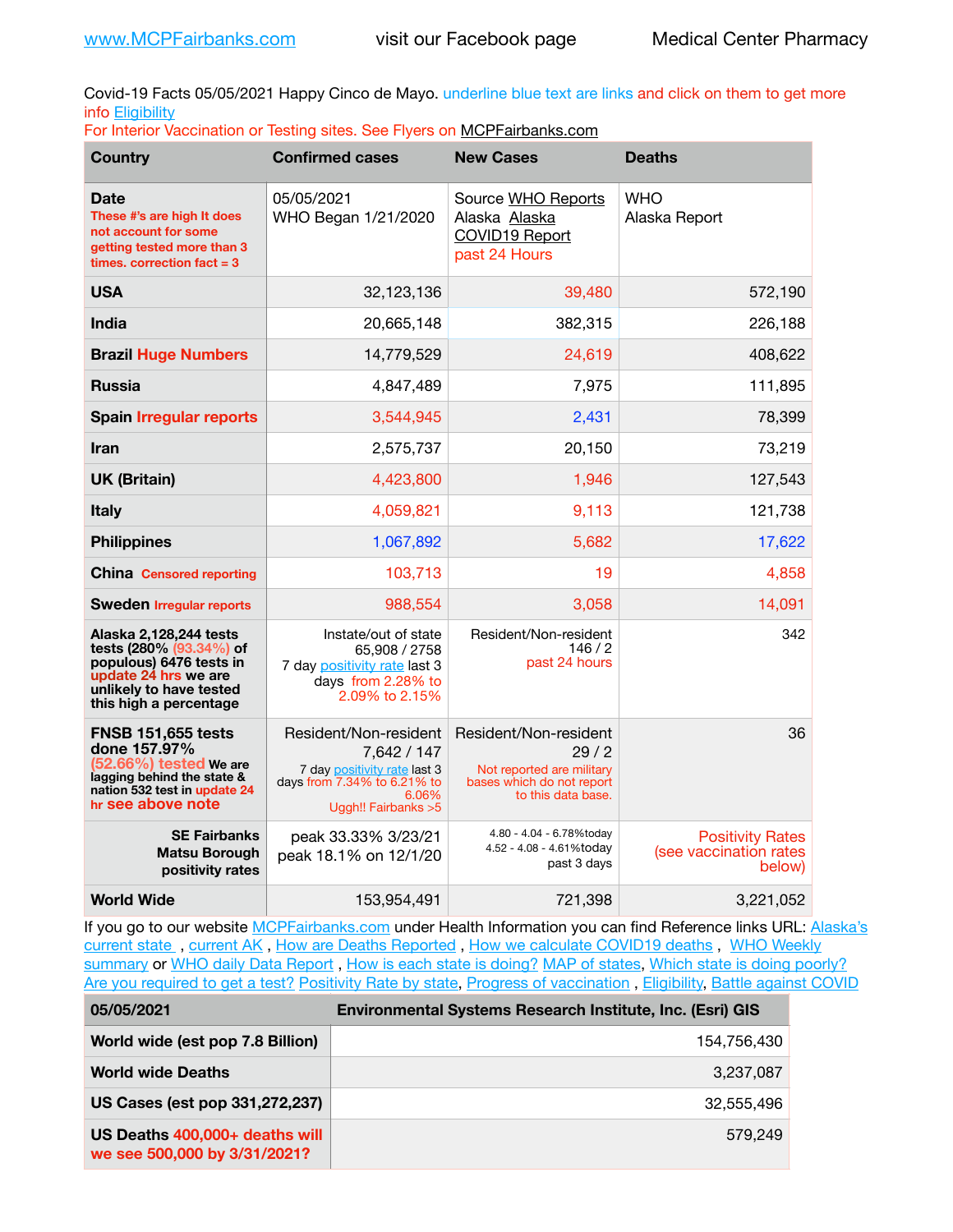www.MCPFairbanks.com visit our Facebook page Medical Center Pharmacy

Covid-19 Facts 05/05/2021 Happy Cinco de Mayo. underline blue text are links and click on them to get more info Eligibility
For Interior Vaccination or Testing sites. See Flyers on MCPFairbanks.com

| Country | Confirmed cases | New Cases | Deaths |
|---|---|---|---|
| **Date** These #'s are high It does not account for some getting tested more than 3 times. correction fact = 3 | 05/05/2021 WHO Began 1/21/2020 | Source WHO Reports Alaska Alaska COVID19 Report past 24 Hours | WHO Alaska Report |
| **USA** | 32,123,136 | 39,480 | 572,190 |
| **India** | 20,665,148 | 382,315 | 226,188 |
| **Brazil** Huge Numbers | 14,779,529 | 24,619 | 408,622 |
| **Russia** | 4,847,489 | 7,975 | 111,895 |
| **Spain** Irregular reports | 3,544,945 | 2,431 | 78,399 |
| **Iran** | 2,575,737 | 20,150 | 73,219 |
| **UK (Britain)** | 4,423,800 | 1,946 | 127,543 |
| **Italy** | 4,059,821 | 9,113 | 121,738 |
| **Philippines** | 1,067,892 | 5,682 | 17,622 |
| **China** Censored reporting | 103,713 | 19 | 4,858 |
| **Sweden** Irregular reports | 988,554 | 3,058 | 14,091 |
| **Alaska 2,128,244 tests tests (280% (93.34%) of populous) 6476 tests in update 24 hrs we are unlikely to have tested this high a percentage** | Instate/out of state 65,908 / 2758 7 day positivity rate last 3 days from 2.28% to 2.09% to 2.15% | Resident/Non-resident 146 / 2 past 24 hours | 342 |
| **FNSB 151,655 tests done 157.97% (52.66%) tested We are lagging behind the state & nation 532 test in update 24 hr see above note** | Resident/Non-resident 7,642 / 147 7 day positivity rate last 3 days from 7.34% to 6.21% to 6.06% Uggh!! Fairbanks >5 | Resident/Non-resident 29 / 2 Not reported are military bases which do not report to this data base. | 36 |
| **SE Fairbanks Matsu Borough positivity rates** | peak 33.33% 3/23/21 peak 18.1% on 12/1/20 | 4.80 - 4.04 - 6.78%today 4.52 - 4.08 - 4.61%today past 3 days | Positivity Rates (see vaccination rates below) |
| **World Wide** | 153,954,491 | 721,398 | 3,221,052 |

If you go to our website MCPFairbanks.com under Health Information you can find Reference links URL: Alaska's current state , current AK , How are Deaths Reported , How we calculate COVID19 deaths , WHO Weekly summary or WHO daily Data Report , How is each state is doing? MAP of states, Which state is doing poorly? Are you required to get a test? Positivity Rate by state, Progress of vaccination , Eligibility, Battle against COVID

| 05/05/2021 | Environmental Systems Research Institute, Inc. (Esri) GIS |
|---|---|
| **World wide (est pop 7.8 Billion)** | 154,756,430 |
| **World wide Deaths** | 3,237,087 |
| **US Cases (est pop 331,272,237)** | 32,555,496 |
| **US Deaths** 400,000+ deaths will we see 500,000 by 3/31/2021? | 579,249 |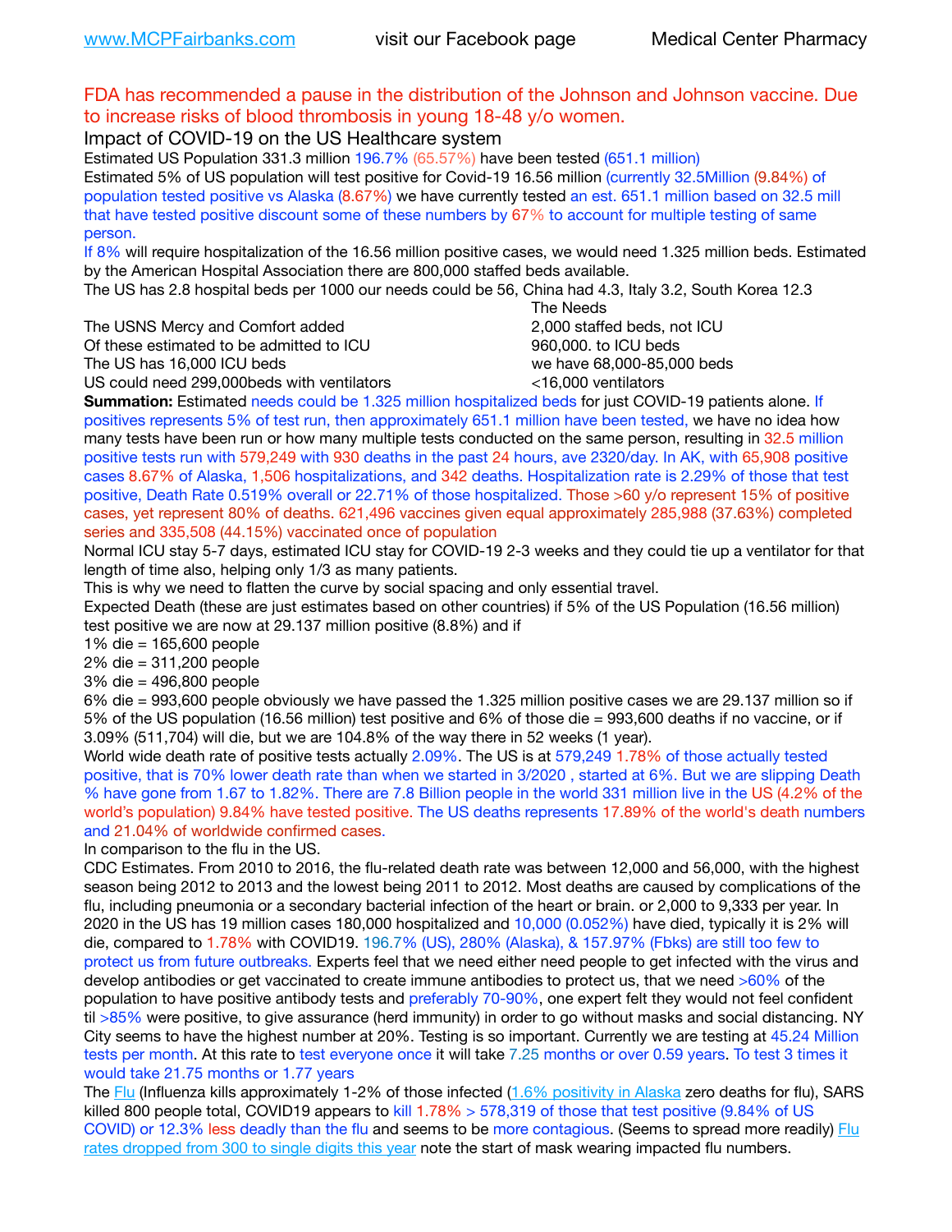www.MCPFairbanks.com visit our Facebook page Medical Center Pharmacy

FDA has recommended a pause in the distribution of the Johnson and Johnson vaccine. Due to increase risks of blood thrombosis in young 18-48 y/o women.

Impact of COVID-19 on the US Healthcare system

Estimated US Population 331.3 million 196.7% (65.57%) have been tested (651.1 million)

Estimated 5% of US population will test positive for Covid-19 16.56 million (currently 32.5Million (9.84%) of population tested positive vs Alaska (8.67%) we have currently tested an est. 651.1 million based on 32.5 mill that have tested positive discount some of these numbers by 67% to account for multiple testing of same person.

If 8% will require hospitalization of the 16.56 million positive cases, we would need 1.325 million beds. Estimated by the American Hospital Association there are 800,000 staffed beds available.

The US has 2.8 hospital beds per 1000 our needs could be 56, China had 4.3, Italy 3.2, South Korea 12.3

| | The Needs |
|---|---|
| The USNS Mercy and Comfort added | 2,000 staffed beds, not ICU |
| Of these estimated to be admitted to ICU | 960,000. to ICU beds |
| The US has 16,000 ICU beds | we have 68,000-85,000 beds |
| US could need 299,000beds with ventilators | <16,000 ventilators |

**Summation:** Estimated needs could be 1.325 million hospitalized beds for just COVID-19 patients alone. If positives represents 5% of test run, then approximately 651.1 million have been tested, we have no idea how many tests have been run or how many multiple tests conducted on the same person, resulting in 32.5 million positive tests run with 579,249 with 930 deaths in the past 24 hours, ave 2320/day. In AK, with 65,908 positive cases 8.67% of Alaska, 1,506 hospitalizations, and 342 deaths. Hospitalization rate is 2.29% of those that test positive, Death Rate 0.519% overall or 22.71% of those hospitalized. Those >60 y/o represent 15% of positive cases, yet represent 80% of deaths. 621,496 vaccines given equal approximately 285,988 (37.63%) completed series and 335,508 (44.15%) vaccinated once of population

Normal ICU stay 5-7 days, estimated ICU stay for COVID-19 2-3 weeks and they could tie up a ventilator for that length of time also, helping only 1/3 as many patients.

This is why we need to flatten the curve by social spacing and only essential travel.

Expected Death (these are just estimates based on other countries) if 5% of the US Population (16.56 million) test positive we are now at 29.137 million positive (8.8%) and if

1% die = 165,600 people
2% die = 311,200 people
3% die = 496,800 people
6% die = 993,600 people obviously we have passed the 1.325 million positive cases we are 29.137 million so if 5% of the US population (16.56 million) test positive and 6% of those die = 993,600 deaths if no vaccine, or if 3.09% (511,704) will die, but we are 104.8% of the way there in 52 weeks (1 year).

World wide death rate of positive tests actually 2.09%. The US is at 579,249 1.78% of those actually tested positive, that is 70% lower death rate than when we started in 3/2020 , started at 6%. But we are slipping Death % have gone from 1.67 to 1.82%. There are 7.8 Billion people in the world 331 million live in the US (4.2% of the world's population) 9.84% have tested positive. The US deaths represents 17.89% of the world's death numbers and 21.04% of worldwide confirmed cases.

In comparison to the flu in the US.

CDC Estimates. From 2010 to 2016, the flu-related death rate was between 12,000 and 56,000, with the highest season being 2012 to 2013 and the lowest being 2011 to 2012. Most deaths are caused by complications of the flu, including pneumonia or a secondary bacterial infection of the heart or brain. or 2,000 to 9,333 per year. In 2020 in the US has 19 million cases 180,000 hospitalized and 10,000 (0.052%) have died, typically it is 2% will die, compared to 1.78% with COVID19. 196.7% (US), 280% (Alaska), & 157.97% (Fbks) are still too few to protect us from future outbreaks. Experts feel that we need either need people to get infected with the virus and develop antibodies or get vaccinated to create immune antibodies to protect us, that we need >60% of the population to have positive antibody tests and preferably 70-90%, one expert felt they would not feel confident til >85% were positive, to give assurance (herd immunity) in order to go without masks and social distancing. NY City seems to have the highest number at 20%. Testing is so important. Currently we are testing at 45.24 Million tests per month. At this rate to test everyone once it will take 7.25 months or over 0.59 years. To test 3 times it would take 21.75 months or 1.77 years

The Flu (Influenza kills approximately 1-2% of those infected (1.6% positivity in Alaska zero deaths for flu), SARS killed 800 people total, COVID19 appears to kill 1.78% > 578,319 of those that test positive (9.84% of US COVID) or 12.3% less deadly than the flu and seems to be more contagious. (Seems to spread more readily) Flu rates dropped from 300 to single digits this year note the start of mask wearing impacted flu numbers.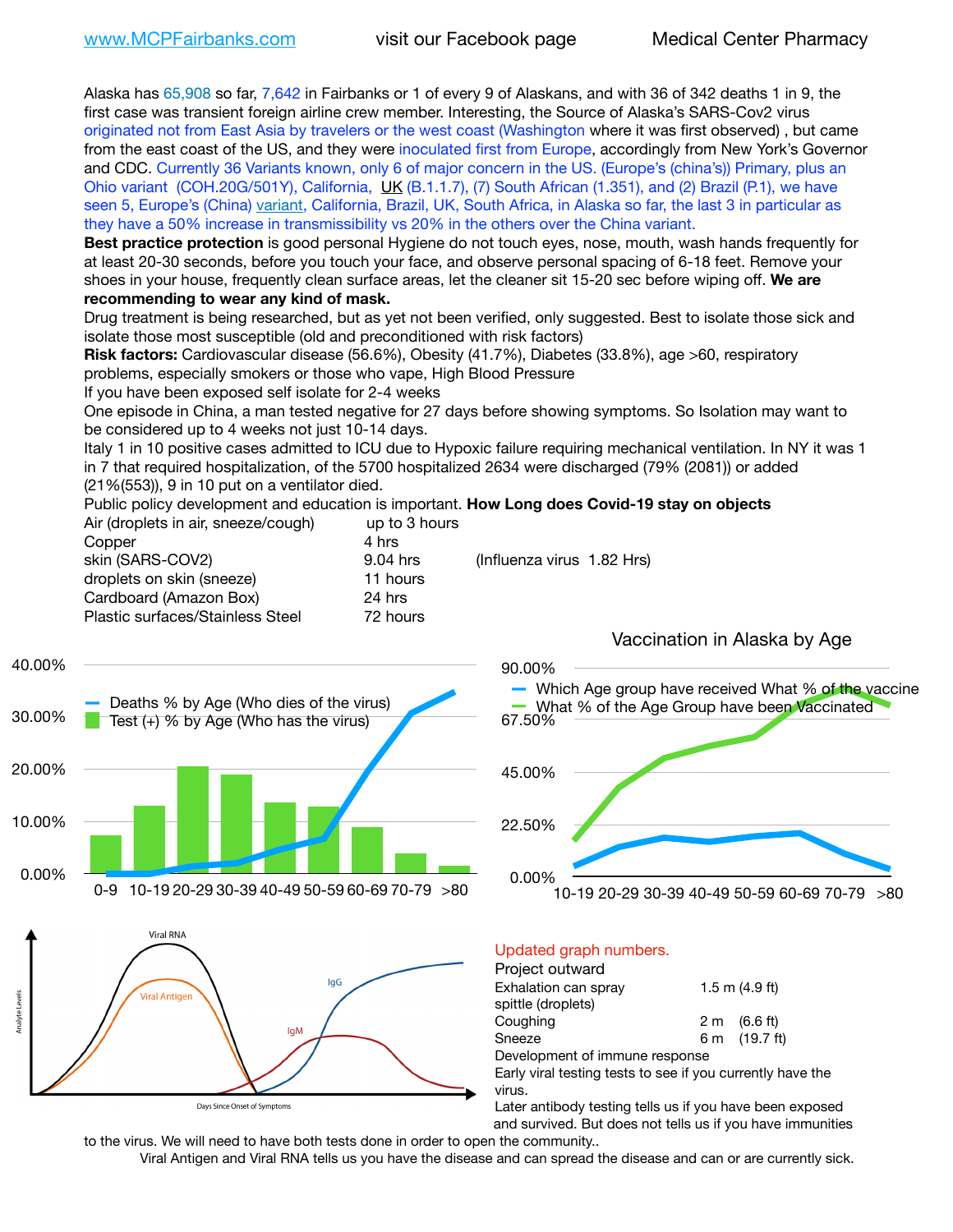www.MCPFairbanks.com visit our Facebook page Medical Center Pharmacy

Alaska has 65,908 so far, 7,642 in Fairbanks or 1 of every 9 of Alaskans, and with 36 of 342 deaths 1 in 9, the first case was transient foreign airline crew member. Interesting, the Source of Alaska's SARS-Cov2 virus originated not from East Asia by travelers or the west coast (Washington where it was first observed) , but came from the east coast of the US, and they were inoculated first from Europe, accordingly from New York's Governor and CDC. Currently 36 Variants known, only 6 of major concern in the US. (Europe's (china's)) Primary, plus an Ohio variant (COH.20G/501Y), California, UK (B.1.1.7), (7) South African (1.351), and (2) Brazil (P.1), we have seen 5, Europe's (China) variant, California, Brazil, UK, South Africa, in Alaska so far, the last 3 in particular as they have a 50% increase in transmissibility vs 20% in the others over the China variant.

**Best practice protection** is good personal Hygiene do not touch eyes, nose, mouth, wash hands frequently for at least 20-30 seconds, before you touch your face, and observe personal spacing of 6-18 feet. Remove your shoes in your house, frequently clean surface areas, let the cleaner sit 15-20 sec before wiping off. **We are recommending to wear any kind of mask.**

Drug treatment is being researched, but as yet not been verified, only suggested. Best to isolate those sick and isolate those most susceptible (old and preconditioned with risk factors)

**Risk factors:** Cardiovascular disease (56.6%), Obesity (41.7%), Diabetes (33.8%), age >60, respiratory problems, especially smokers or those who vape, High Blood Pressure

If you have been exposed self isolate for 2-4 weeks

One episode in China, a man tested negative for 27 days before showing symptoms. So Isolation may want to be considered up to 4 weeks not just 10-14 days.

Italy 1 in 10 positive cases admitted to ICU due to Hypoxic failure requiring mechanical ventilation. In NY it was 1 in 7 that required hospitalization, of the 5700 hospitalized 2634 were discharged (79% (2081)) or added (21%(553)), 9 in 10 put on a ventilator died.

Public policy development and education is important. **How Long does Covid-19 stay on objects**

| | | |
|---|---|---|
| Air (droplets in air, sneeze/cough) | up to 3 hours | |
| Copper | 4 hrs | |
| skin (SARS-COV2) | 9.04 hrs | (Influenza virus 1.82 Hrs) |
| droplets on skin (sneeze) | 11 hours | |
| Cardboard (Amazon Box) | 24 hrs | |
| Plastic surfaces/Stainless Steel | 72 hours | |

Vaccination in Alaska by Age

Updated graph numbers.

Project outward

| | |
|---|---|
| Exhalation can spray spittle (droplets) | 1.5 m (4.9 ft) |
| Coughing | 2 m (6.6 ft) |
| Sneeze | 6 m (19.7 ft) |

Development of immune response

Early viral testing tests to see if you currently have the virus.

Later antibody testing tells us if you have been exposed and survived. But does not tells us if you have immunities to the virus. We will need to have both tests done in order to open the community..

Viral Antigen and Viral RNA tells us you have the disease and can spread the disease and can or are currently sick.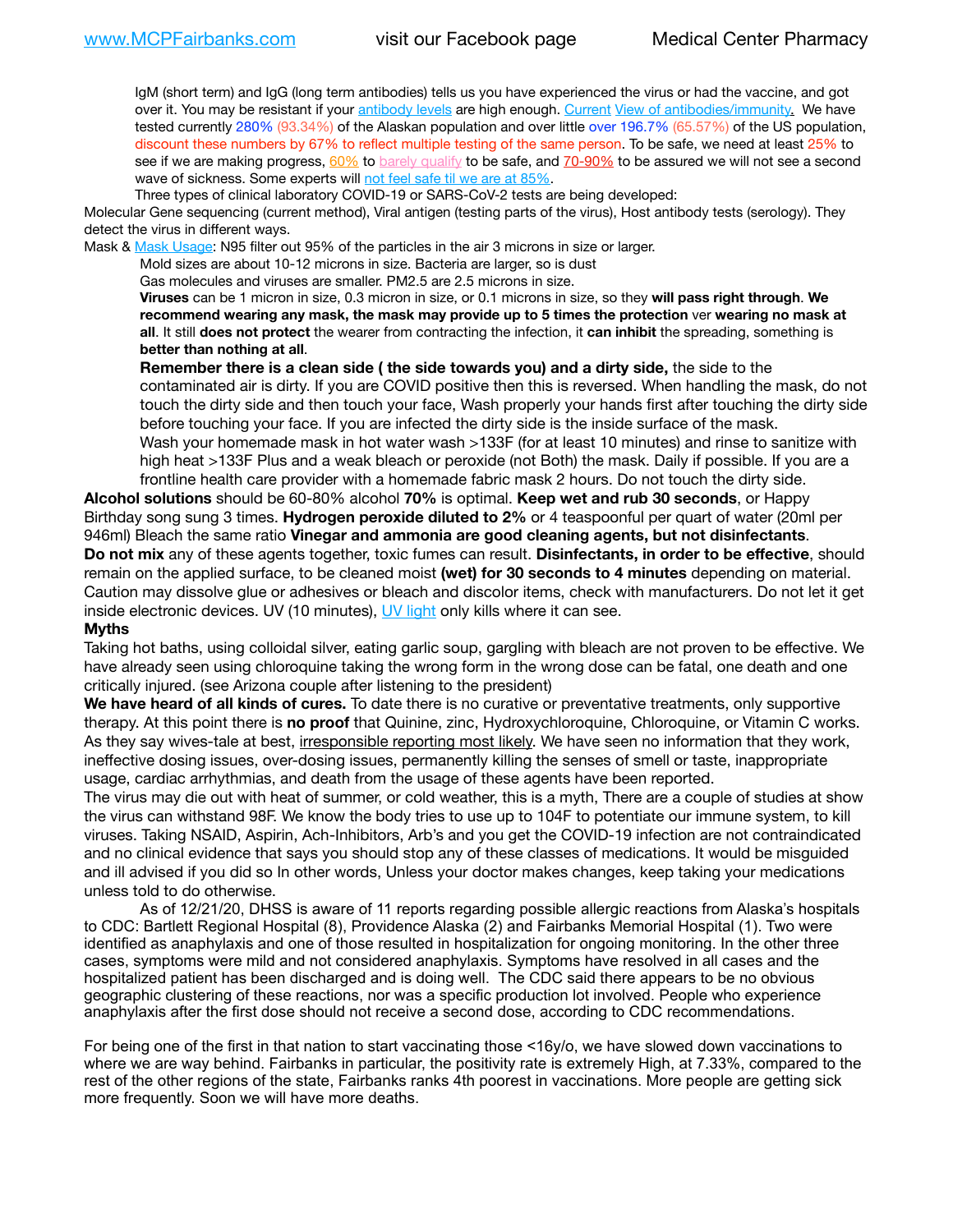IgM (short term) and IgG (long term antibodies) tells us you have experienced the virus or had the vaccine, and got over it. You may be resistant if your antibody levels are high enough. Current View of antibodies/immunity. We have tested currently 280% (93.34%) of the Alaskan population and over little over 196.7% (65.57%) of the US population, discount these numbers by 67% to reflect multiple testing of the same person. To be safe, we need at least 25% to see if we are making progress, 60% to barely qualify to be safe, and 70-90% to be assured we will not see a second wave of sickness. Some experts will not feel safe til we are at 85%.

Three types of clinical laboratory COVID-19 or SARS-CoV-2 tests are being developed:

Molecular Gene sequencing (current method), Viral antigen (testing parts of the virus), Host antibody tests (serology). They detect the virus in different ways.

Mask & Mask Usage: N95 filter out 95% of the particles in the air 3 microns in size or larger.

Mold sizes are about 10-12 microns in size. Bacteria are larger, so is dust

Gas molecules and viruses are smaller. PM2.5 are 2.5 microns in size.

**Viruses** can be 1 micron in size, 0.3 micron in size, or 0.1 microns in size, so they **will pass right through**. **We recommend wearing any mask, the mask may provide up to 5 times the protection** ver **wearing no mask at all**. It still **does not protect** the wearer from contracting the infection, it **can inhibit** the spreading, something is **better than nothing at all**.

**Remember there is a clean side ( the side towards you) and a dirty side,** the side to the contaminated air is dirty. If you are COVID positive then this is reversed. When handling the mask, do not touch the dirty side and then touch your face, Wash properly your hands first after touching the dirty side before touching your face. If you are infected the dirty side is the inside surface of the mask.

Wash your homemade mask in hot water wash >133F (for at least 10 minutes) and rinse to sanitize with high heat >133F Plus and a weak bleach or peroxide (not Both) the mask. Daily if possible. If you are a frontline health care provider with a homemade fabric mask 2 hours. Do not touch the dirty side.

**Alcohol solutions** should be 60-80% alcohol **70%** is optimal. **Keep wet and rub 30 seconds**, or Happy Birthday song sung 3 times. **Hydrogen peroxide diluted to 2%** or 4 teaspoonful per quart of water (20ml per 946ml) Bleach the same ratio **Vinegar and ammonia are good cleaning agents, but not disinfectants**. **Do not mix** any of these agents together, toxic fumes can result. **Disinfectants, in order to be effective**, should remain on the applied surface, to be cleaned moist **(wet) for 30 seconds to 4 minutes** depending on material. Caution may dissolve glue or adhesives or bleach and discolor items, check with manufacturers. Do not let it get inside electronic devices. UV (10 minutes), UV light only kills where it can see.

**Myths**

Taking hot baths, using colloidal silver, eating garlic soup, gargling with bleach are not proven to be effective. We have already seen using chloroquine taking the wrong form in the wrong dose can be fatal, one death and one critically injured. (see Arizona couple after listening to the president)

**We have heard of all kinds of cures.** To date there is no curative or preventative treatments, only supportive therapy. At this point there is **no proof** that Quinine, zinc, Hydroxychloroquine, Chloroquine, or Vitamin C works. As they say wives-tale at best, irresponsible reporting most likely. We have seen no information that they work, ineffective dosing issues, over-dosing issues, permanently killing the senses of smell or taste, inappropriate usage, cardiac arrhythmias, and death from the usage of these agents have been reported.

The virus may die out with heat of summer, or cold weather, this is a myth, There are a couple of studies at show the virus can withstand 98F. We know the body tries to use up to 104F to potentiate our immune system, to kill viruses. Taking NSAID, Aspirin, Ach-Inhibitors, Arb's and you get the COVID-19 infection are not contraindicated and no clinical evidence that says you should stop any of these classes of medications. It would be misguided and ill advised if you did so In other words, Unless your doctor makes changes, keep taking your medications unless told to do otherwise.

As of 12/21/20, DHSS is aware of 11 reports regarding possible allergic reactions from Alaska's hospitals to CDC: Bartlett Regional Hospital (8), Providence Alaska (2) and Fairbanks Memorial Hospital (1). Two were identified as anaphylaxis and one of those resulted in hospitalization for ongoing monitoring. In the other three cases, symptoms were mild and not considered anaphylaxis. Symptoms have resolved in all cases and the hospitalized patient has been discharged and is doing well. The CDC said there appears to be no obvious geographic clustering of these reactions, nor was a specific production lot involved. People who experience anaphylaxis after the first dose should not receive a second dose, according to CDC recommendations.

For being one of the first in that nation to start vaccinating those <16y/o, we have slowed down vaccinations to where we are way behind. Fairbanks in particular, the positivity rate is extremely High, at 7.33%, compared to the rest of the other regions of the state, Fairbanks ranks 4th poorest in vaccinations. More people are getting sick more frequently. Soon we will have more deaths.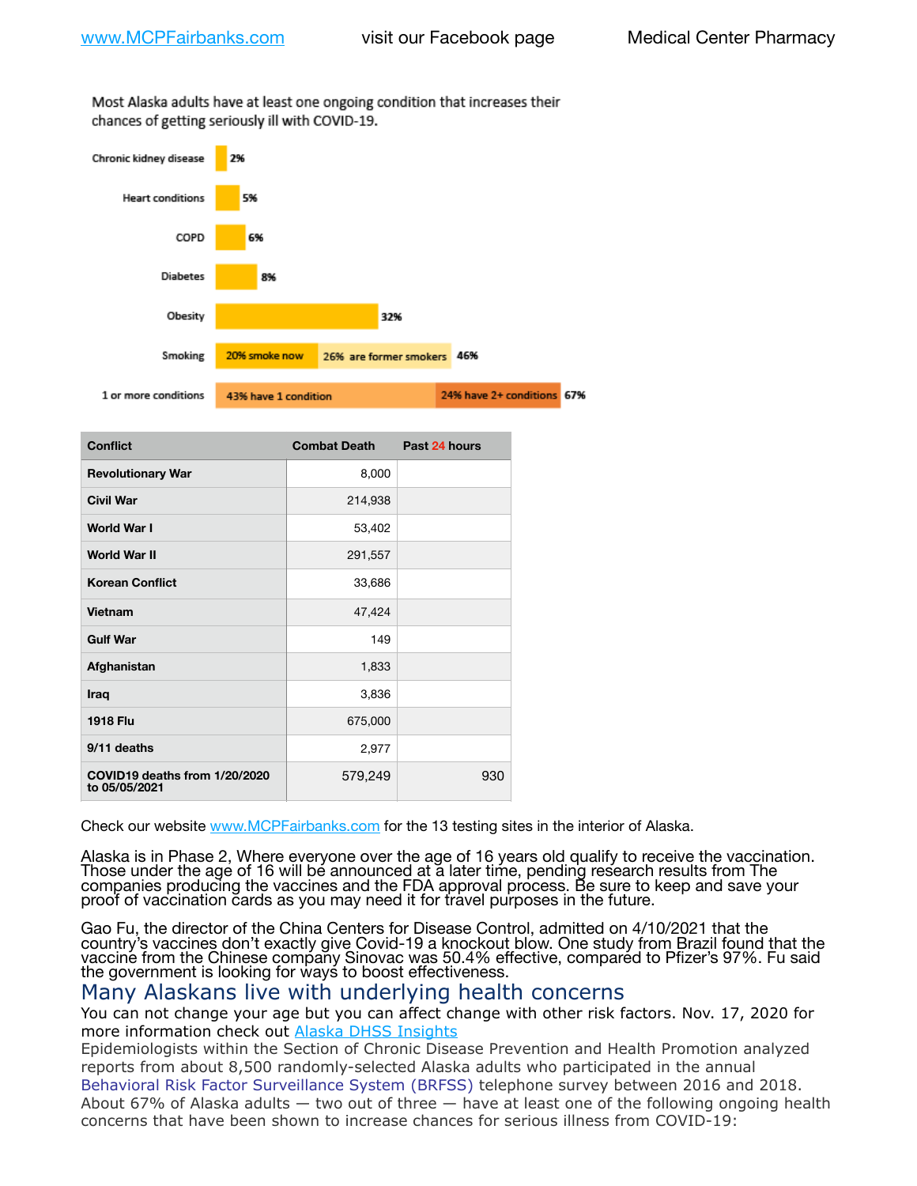Most Alaska adults have at least one ongoing condition that increases their chances of getting seriously ill with COVID-19.

| Condition | Percentage |
|---|---|
| Chronic kidney disease | 2% |
| Heart conditions | 5% |
| COPD | 6% |
| Diabetes | 8% |
| Obesity | 32% |
| Smoking | 20% smoke now; 26% are former smokers; 46% |
| 1 or more conditions | 43% have 1 condition; 24% have 2+ conditions; 67% |

| Conflict | Combat Death | Past 24 hours |
|---|---|---|
| Revolutionary War | 8,000 | |
| Civil War | 214,938 | |
| World War I | 53,402 | |
| World War II | 291,557 | |
| Korean Conflict | 33,686 | |
| Vietnam | 47,424 | |
| Gulf War | 149 | |
| Afghanistan | 1,833 | |
| Iraq | 3,836 | |
| 1918 Flu | 675,000 | |
| 9/11 deaths | 2,977 | |
| COVID19 deaths from 1/20/2020 to 05/05/2021 | 579,249 | 930 |

Check our website www.MCPFairbanks.com for the 13 testing sites in the interior of Alaska.

Alaska is in Phase 2, Where everyone over the age of 16 years old qualify to receive the vaccination. Those under the age of 16 will be announced at a later time, pending research results from The companies producing the vaccines and the FDA approval process. Be sure to keep and save your proof of vaccination cards as you may need it for travel purposes in the future.

Gao Fu, the director of the China Centers for Disease Control, admitted on 4/10/2021 that the country's vaccines don't exactly give Covid-19 a knockout blow. One study from Brazil found that the vaccine from the Chinese company Sinovac was 50.4% effective, compared to Pfizer's 97%. Fu said the government is looking for ways to boost effectiveness.

## Many Alaskans live with underlying health concerns

You can not change your age but you can affect change with other risk factors. Nov. 17, 2020 for more information check out Alaska DHSS Insights

Epidemiologists within the Section of Chronic Disease Prevention and Health Promotion analyzed reports from about 8,500 randomly-selected Alaska adults who participated in the annual Behavioral Risk Factor Surveillance System (BRFSS) telephone survey between 2016 and 2018. About 67% of Alaska adults — two out of three — have at least one of the following ongoing health concerns that have been shown to increase chances for serious illness from COVID-19: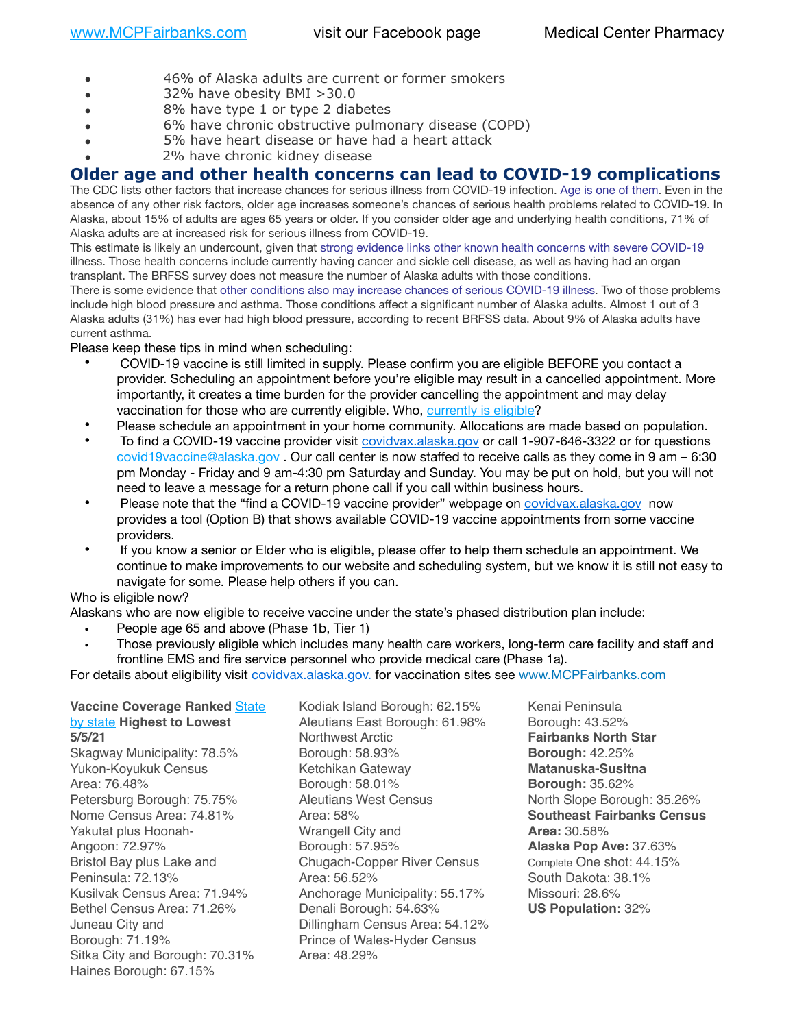- 46% of Alaska adults are current or former smokers
- 32% have obesity BMI >30.0
- 8% have type 1 or type 2 diabetes
- 6% have chronic obstructive pulmonary disease (COPD)
- 5% have heart disease or have had a heart attack
- 2% have chronic kidney disease

## Older age and other health concerns can lead to COVID-19 complications

The CDC lists other factors that increase chances for serious illness from COVID-19 infection. Age is one of them. Even in the absence of any other risk factors, older age increases someone's chances of serious health problems related to COVID-19. In Alaska, about 15% of adults are ages 65 years or older. If you consider older age and underlying health conditions, 71% of Alaska adults are at increased risk for serious illness from COVID-19.

This estimate is likely an undercount, given that strong evidence links other known health concerns with severe COVID-19 illness. Those health concerns include currently having cancer and sickle cell disease, as well as having had an organ transplant. The BRFSS survey does not measure the number of Alaska adults with those conditions.

There is some evidence that other conditions also may increase chances of serious COVID-19 illness. Two of those problems include high blood pressure and asthma. Those conditions affect a significant number of Alaska adults. Almost 1 out of 3 Alaska adults (31%) has ever had high blood pressure, according to recent BRFSS data. About 9% of Alaska adults have current asthma.

Please keep these tips in mind when scheduling:

- COVID-19 vaccine is still limited in supply. Please confirm you are eligible BEFORE you contact a provider. Scheduling an appointment before you're eligible may result in a cancelled appointment. More importantly, it creates a time burden for the provider cancelling the appointment and may delay vaccination for those who are currently eligible. Who, currently is eligible?
- Please schedule an appointment in your home community. Allocations are made based on population.
- To find a COVID-19 vaccine provider visit covidvax.alaska.gov or call 1-907-646-3322 or for questions covid19vaccine@alaska.gov . Our call center is now staffed to receive calls as they come in 9 am – 6:30 pm Monday - Friday and 9 am-4:30 pm Saturday and Sunday. You may be put on hold, but you will not need to leave a message for a return phone call if you call within business hours.
- Please note that the "find a COVID-19 vaccine provider" webpage on covidvax.alaska.gov now provides a tool (Option B) that shows available COVID-19 vaccine appointments from some vaccine providers.
- If you know a senior or Elder who is eligible, please offer to help them schedule an appointment. We continue to make improvements to our website and scheduling system, but we know it is still not easy to navigate for some. Please help others if you can.

Who is eligible now?

Alaskans who are now eligible to receive vaccine under the state's phased distribution plan include:

- People age 65 and above (Phase 1b, Tier 1)
- Those previously eligible which includes many health care workers, long-term care facility and staff and frontline EMS and fire service personnel who provide medical care (Phase 1a).

For details about eligibility visit covidvax.alaska.gov. for vaccination sites see www.MCPFairbanks.com

**Vaccine Coverage Ranked State by state Highest to Lowest 5/5/21**

Skagway Municipality: 78.5%
Yukon-Koyukuk Census Area: 76.48%
Petersburg Borough: 75.75%
Nome Census Area: 74.81%
Yakutat plus Hoonah-Angoon: 72.97%
Bristol Bay plus Lake and Peninsula: 72.13%
Kusilvak Census Area: 71.94%
Bethel Census Area: 71.26%
Juneau City and Borough: 71.19%
Sitka City and Borough: 70.31%
Haines Borough: 67.15%
Kodiak Island Borough: 62.15%
Aleutians East Borough: 61.98%
Northwest Arctic Borough: 58.93%
Ketchikan Gateway Borough: 58.01%
Aleutians West Census Area: 58%
Wrangell City and Borough: 57.95%
Chugach-Copper River Census Area: 56.52%
Anchorage Municipality: 55.17%
Denali Borough: 54.63%
Dillingham Census Area: 54.12%
Prince of Wales-Hyder Census Area: 48.29%
Kenai Peninsula Borough: 43.52%
**Fairbanks North Star Borough:** 42.25%
**Matanuska-Susitna Borough:** 35.62%
North Slope Borough: 35.26%
**Southeast Fairbanks Census Area:** 30.58%
**Alaska Pop Ave:** 37.63%
Complete One shot: 44.15%
South Dakota: 38.1%
Missouri: 28.6%
**US Population:** 32%